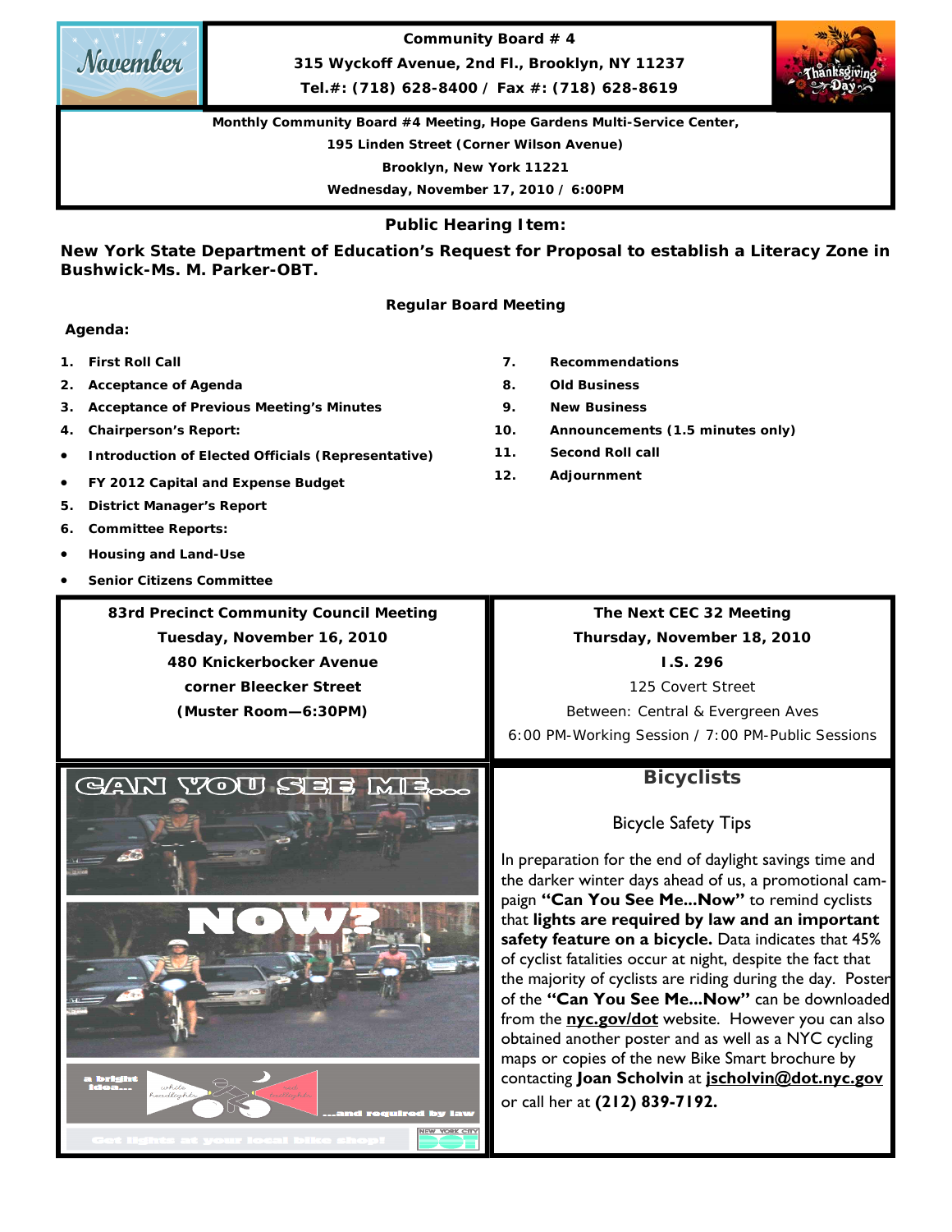# Community Board # 4

**315 Wyckoff Avenue, 2nd Fl., Brooklyn, NY 11237**

**Tel.#: (718) 628-8400 / Fax #: (718) 628-8619**

**Monthly Community Board #4 Meeting, Hope Gardens Multi-Service Center,**
**195 Linden Street (Corner Wilson Avenue)**
**Brooklyn, New York 11221**
**Wednesday, November 17, 2010 / 6:00PM**

## Public Hearing Item:

**New York State Department of Education's Request for Proposal to establish a Literacy Zone in Bushwick-Ms. M. Parker-OBT.**

## Regular Board Meeting

**Agenda:**

1. **First Roll Call**
2. **Acceptance of Agenda**
3. **Acceptance of Previous Meeting's Minutes**
4. **Chairperson's Report:**
   - **Introduction of Elected Officials (Representative)**
   - **FY 2012 Capital and Expense Budget**
5. **District Manager's Report**
6. **Committee Reports:**
   - **Housing and Land-Use**
   - **Senior Citizens Committee**
7. **Recommendations**
8. **Old Business**
9. **New Business**
10. **Announcements (1.5 minutes only)**
11. **Second Roll call**
12. **Adjournment**

**83rd Precinct Community Council Meeting**
**Tuesday, November 16, 2010**
**480 Knickerbocker Avenue**
**corner Bleecker Street**
**(Muster Room—6:30PM)**

**The Next CEC 32 Meeting**
**Thursday, November 18, 2010**
**I.S. 296**
125 Covert Street
Between: Central & Evergreen Aves
6:00 PM-Working Session / 7:00 PM-Public Sessions

## Bicyclists

### Bicycle Safety Tips

In preparation for the end of daylight savings time and the darker winter days ahead of us, a promotional campaign **"Can You See Me...Now"** to remind cyclists that **lights are required by law and an important safety feature on a bicycle.** Data indicates that 45% of cyclist fatalities occur at night, despite the fact that the majority of cyclists are riding during the day. Poster of the **"Can You See Me...Now"** can be downloaded from the **nyc.gov/dot** website. However you can also obtained another poster and as well as a NYC cycling maps or copies of the new Bike Smart brochure by contacting **Joan Scholvin** at **jscholvin@dot.nyc.gov** or call her at **(212) 839-7192.**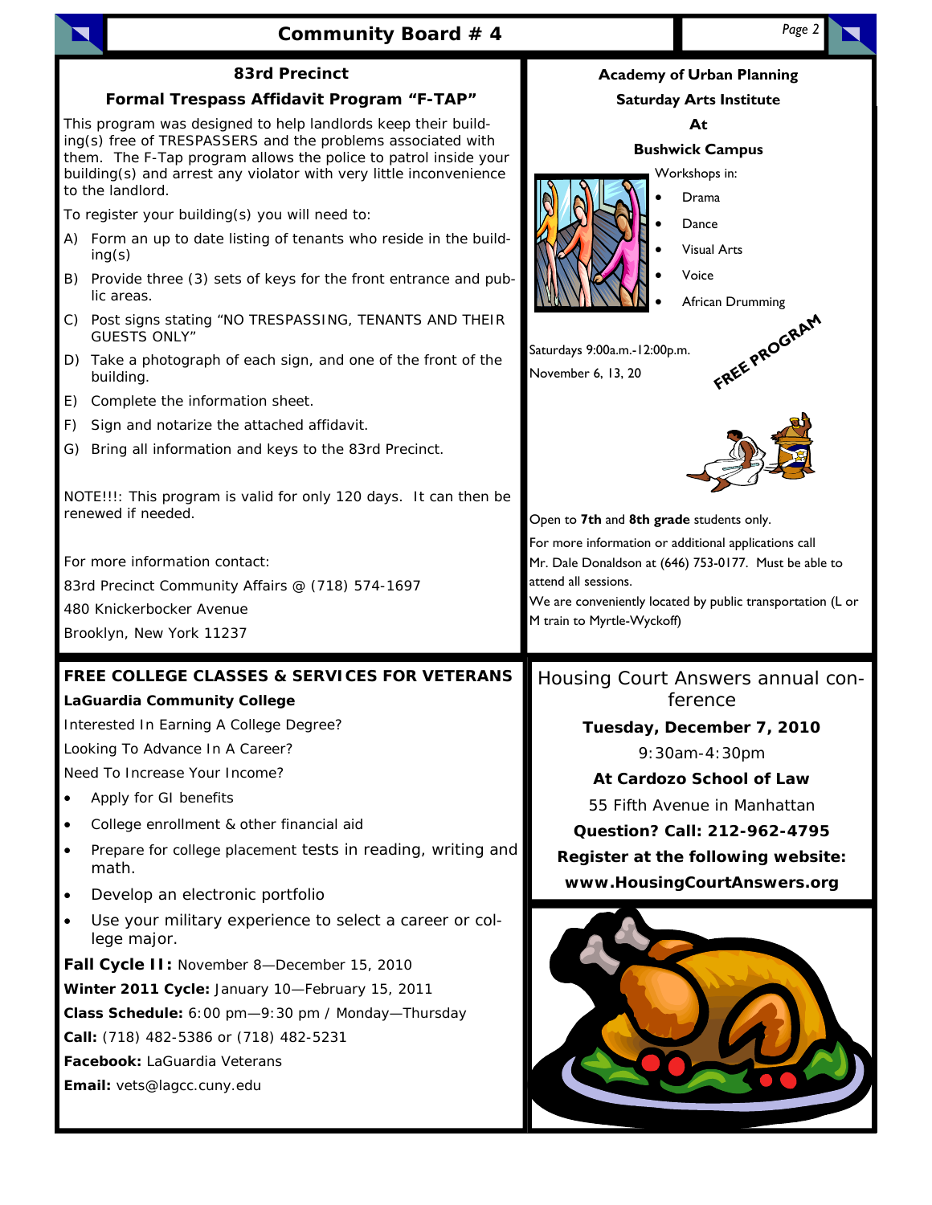## 83rd Precinct

### Formal Trespass Affidavit Program "F-TAP"

This program was designed to help landlords keep their building(s) free of TRESPASSERS and the problems associated with them. The F-Tap program allows the police to patrol inside your building(s) and arrest any violator with very little inconvenience to the landlord.

To register your building(s) you will need to:

A) Form an up to date listing of tenants who reside in the building(s)
B) Provide three (3) sets of keys for the front entrance and public areas.
C) Post signs stating "NO TRESPASSING, TENANTS AND THEIR GUESTS ONLY"
D) Take a photograph of each sign, and one of the front of the building.
E) Complete the information sheet.
F) Sign and notarize the attached affidavit.
G) Bring all information and keys to the 83rd Precinct.

NOTE!!!: This program is valid for only 120 days. It can then be renewed if needed.

For more information contact:

83rd Precinct Community Affairs @ (718) 574-1697

480 Knickerbocker Avenue

Brooklyn, New York 11237

## Academy of Urban Planning Saturday Arts Institute At Bushwick Campus

Workshops in:

- Drama
- Dance
- Visual Arts
- Voice
- African Drumming

Saturdays 9:00a.m.-12:00p.m.

November 6, 13, 20

**FREE PROGRAM**

Open to **7th** and **8th grade** students only.

For more information or additional applications call Mr. Dale Donaldson at (646) 753-0177. Must be able to attend all sessions.

We are conveniently located by public transportation (L or M train to Myrtle-Wyckoff)

## FREE COLLEGE CLASSES & SERVICES FOR VETERANS

**LaGuardia Community College**

Interested In Earning A College Degree?

Looking To Advance In A Career?

Need To Increase Your Income?

- Apply for GI benefits
- College enrollment & other financial aid
- Prepare for college placement tests in reading, writing and math.
- Develop an electronic portfolio
- Use your military experience to select a career or college major.

**Fall Cycle II:** November 8—December 15, 2010

**Winter 2011 Cycle:** January 10—February 15, 2011

**Class Schedule:** 6:00 pm—9:30 pm / Monday—Thursday

**Call:** (718) 482-5386 or (718) 482-5231

**Facebook:** LaGuardia Veterans

**Email:** vets@lagcc.cuny.edu

## Housing Court Answers annual conference

**Tuesday, December 7, 2010**

9:30am-4:30pm

**At Cardozo School of Law**

55 Fifth Avenue in Manhattan

**Question? Call: 212-962-4795**

**Register at the following website:**

**www.HousingCourtAnswers.org**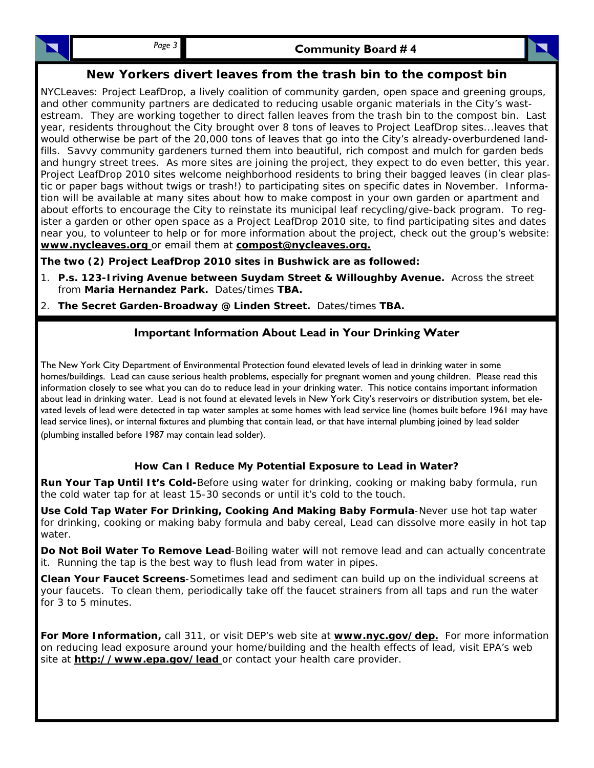## New Yorkers divert leaves from the trash bin to the compost bin

NYCLeaves: Project LeafDrop, a lively coalition of community garden, open space and greening groups, and other community partners are dedicated to reducing usable organic materials in the City's wastestream. They are working together to direct fallen leaves from the trash bin to the compost bin. Last year, residents throughout the City brought over 8 tons of leaves to Project LeafDrop sites...leaves that would otherwise be part of the 20,000 tons of leaves that go into the City's already-overburdened landfills. Savvy community gardeners turned them into beautiful, rich compost and mulch for garden beds and hungry street trees. As more sites are joining the project, they expect to do even better, this year. Project LeafDrop 2010 sites welcome neighborhood residents to bring their bagged leaves (in clear plastic or paper bags without twigs or trash!) to participating sites on specific dates in November. Information will be available at many sites about how to make compost in your own garden or apartment and about efforts to encourage the City to reinstate its municipal leaf recycling/give-back program. To register a garden or other open space as a Project LeafDrop 2010 site, to find participating sites and dates near you, to volunteer to help or for more information about the project, check out the group's website: **www.nycleaves.org** or email them at **compost@nycleaves.org.**

**The two (2) Project LeafDrop 2010 sites in Bushwick are as followed:**

1. **P.s. 123-Iriving Avenue between Suydam Street & Willoughby Avenue.** Across the street from **Maria Hernandez Park.** Dates/times **TBA.**
2. **The Secret Garden-Broadway @ Linden Street.** Dates/times **TBA.**

## Important Information About Lead in Your Drinking Water

The New York City Department of Environmental Protection found elevated levels of lead in drinking water in some homes/buildings. Lead can cause serious health problems, especially for pregnant women and young children. Please read this information closely to see what you can do to reduce lead in your drinking water. This notice contains important information about lead in drinking water. Lead is not found at elevated levels in New York City's reservoirs or distribution system, bet elevated levels of lead were detected in tap water samples at some homes with lead service line (homes built before 1961 may have lead service lines), or internal fixtures and plumbing that contain lead, or that have internal plumbing joined by lead solder (plumbing installed before 1987 may contain lead solder).

### How Can I Reduce My Potential Exposure to Lead in Water?

**Run Your Tap Until It's Cold-**Before using water for drinking, cooking or making baby formula, run the cold water tap for at least 15-30 seconds or until it's cold to the touch.

**Use Cold Tap Water For Drinking, Cooking And Making Baby Formula**-Never use hot tap water for drinking, cooking or making baby formula and baby cereal, Lead can dissolve more easily in hot tap water.

**Do Not Boil Water To Remove Lead**-Boiling water will not remove lead and can actually concentrate it. Running the tap is the best way to flush lead from water in pipes.

**Clean Your Faucet Screens**-Sometimes lead and sediment can build up on the individual screens at your faucets. To clean them, periodically take off the faucet strainers from all taps and run the water for 3 to 5 minutes.

**For More Information,** call 311, or visit DEP's web site at **www.nyc.gov/dep.** For more information on reducing lead exposure around your home/building and the health effects of lead, visit EPA's web site at **http://www.epa.gov/lead** or contact your health care provider.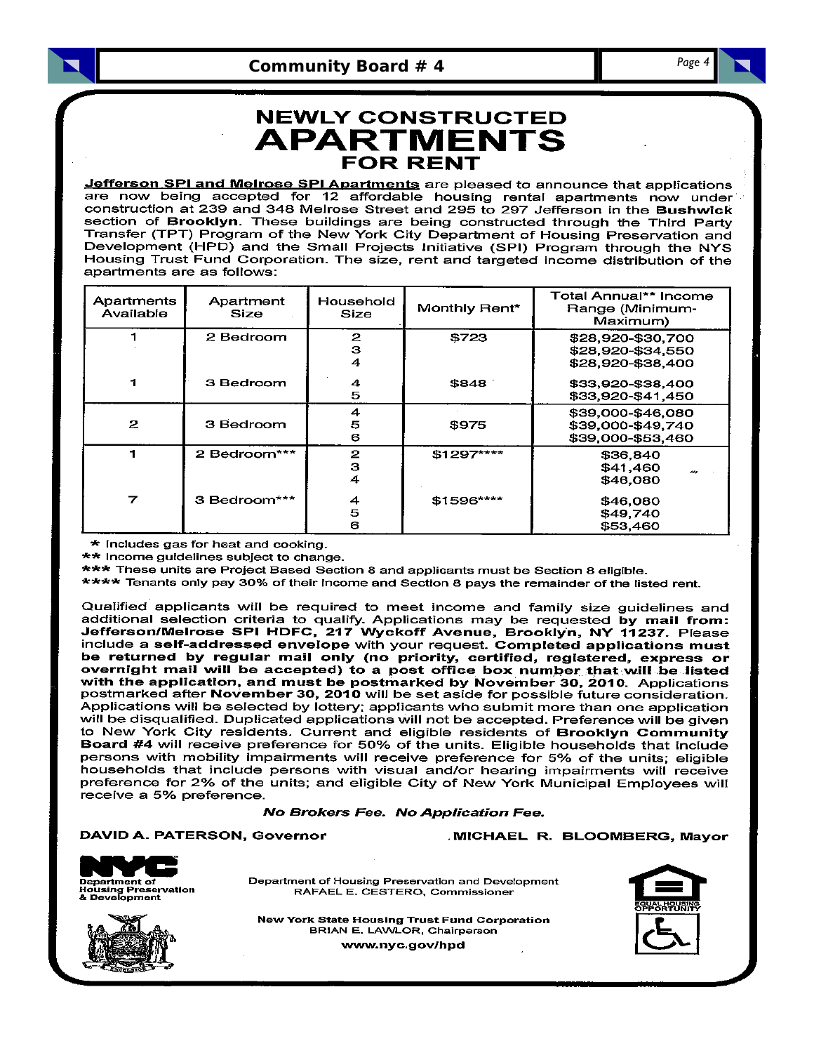# NEWLY CONSTRUCTED APARTMENTS FOR RENT

**Jefferson SPI and Melrose SPI Apartments** are pleased to announce that applications are now being accepted for 12 affordable housing rental apartments now under construction at 239 and 348 Melrose Street and 295 to 297 Jefferson in the **Bushwick** section of **Brooklyn**. These buildings are being constructed through the Third Party Transfer (TPT) Program of the New York City Department of Housing Preservation and Development (HPD) and the Small Projects Initiative (SPI) Program through the NYS Housing Trust Fund Corporation. The size, rent and targeted income distribution of the apartments are as follows:

| Apartments Available | Apartment Size | Household Size | Monthly Rent* | Total Annual** Income Range (Minimum-Maximum) |
|---|---|---|---|---|
| 1 | 2 Bedroom | 2 | $723 | $28,920-$30,700 |
| | | 3 | | $28,920-$34,550 |
| | | 4 | | $28,920-$38,400 |
| 1 | 3 Bedroom | 4 | $848 | $33,920-$38,400 |
| | | 5 | | $33,920-$41,450 |
| 2 | 3 Bedroom | 4 | $975 | $39,000-$46,080 |
| | | 5 | | $39,000-$49,740 |
| | | 6 | | $39,000-$53,460 |
| 1 | 2 Bedroom*** | 2 | $1297**** | $36,840 |
| | | 3 | | $41,460 |
| | | 4 | | $46,080 |
| 7 | 3 Bedroom*** | 4 | $1596**** | $46,080 |
| | | 5 | | $49,740 |
| | | 6 | | $53,460 |

\* Includes gas for heat and cooking.
** Income guidelines subject to change.
*** These units are Project Based Section 8 and applicants must be Section 8 eligible.
**** Tenants only pay 30% of their income and Section 8 pays the remainder of the listed rent.

Qualified applicants will be required to meet income and family size guidelines and additional selection criteria to qualify. Applications may be requested **by mail from: Jefferson/Melrose SPI HDFC, 217 Wyckoff Avenue, Brooklyn, NY 11237.** Please include a **self-addressed envelope** with your request. **Completed applications must be returned by regular mail only (no priority, certified, registered, express or overnight mail will be accepted) to a post office box number that will be listed with the application, and must be postmarked by November 30, 2010.** Applications postmarked after **November 30, 2010** will be set aside for possible future consideration. Applications will be selected by lottery; applicants who submit more than one application will be disqualified. Duplicated applications will not be accepted. Preference will be given to New York City residents. Current and eligible residents of **Brooklyn Community Board #4** will receive preference for 50% of the units. Eligible households that include persons with mobility impairments will receive preference for 5% of the units; eligible households that include persons with visual and/or hearing impairments will receive preference for 2% of the units; and eligible City of New York Municipal Employees will receive a 5% preference.

***No Brokers Fee. No Application Fee.***

**DAVID A. PATERSON, Governor** | **MICHAEL R. BLOOMBERG, Mayor**

NYC Department of Housing Preservation & Development

Department of Housing Preservation and Development
RAFAEL E. CESTERO, Commissioner

**New York State Housing Trust Fund Corporation**
BRIAN E. LAWLOR, Chairperson

**www.nyc.gov/hpd**

EQUAL HOUSING OPPORTUNITY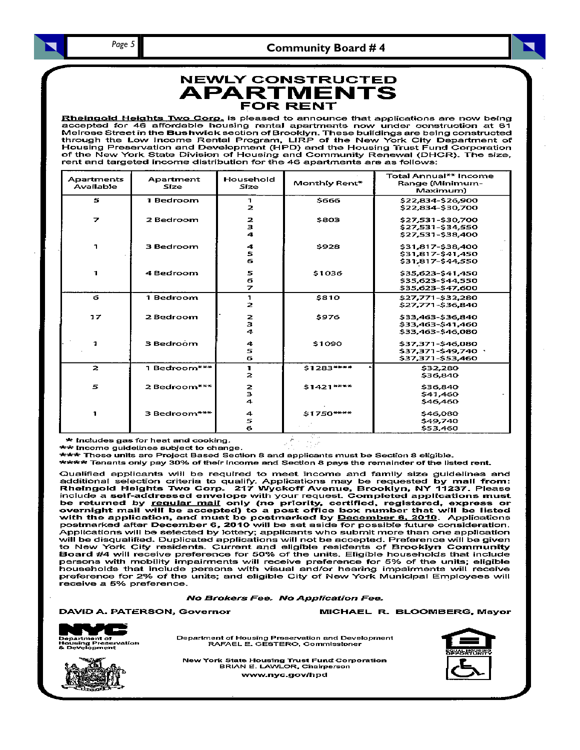# NEWLY CONSTRUCTED APARTMENTS FOR RENT

**Rheingold Heights Two Corp.** is pleased to announce that applications are now being accepted for 46 affordable housing rental apartments now under construction at 61 Melrose Street in the **Bushwick** section of Brooklyn. These buildings are being constructed through the Low Income Rental Program, LIRP of the New York City Department of Housing Preservation and Development (HPD) and the Housing Trust Fund Corporation of the New York State Division of Housing and Community Renewal (DHCR). The size, rent and targeted income distribution for the 46 apartments are as follows:

| Apartments Available | Apartment Size | Household Size | Monthly Rent* | Total Annual** Income Range (Minimum-Maximum) |
|---|---|---|---|---|
| 5 | 1 Bedroom | 1<br>2 | $666 | $22,834-$26,900<br>$22,834-$30,700 |
| 7 | 2 Bedroom | 2<br>3<br>4 | $803 | $27,531-$30,700<br>$27,531-$34,550<br>$27,531-$38,400 |
| 1 | 3 Bedroom | 4<br>5<br>6 | $928 | $31,817-$38,400<br>$31,817-$41,450<br>$31,817-$44,550 |
| 1 | 4 Bedroom | 5<br>6<br>7 | $1036 | $35,623-$41,450<br>$35,623-$44,550<br>$35,623-$47,600 |
| 6 | 1 Bedroom | 1<br>2 | $810 | $27,771-$32,280<br>$27,771-$36,840 |
| 17 | 2 Bedroom | 2<br>3<br>4 | $976 | $33,463-$36,840<br>$33,463-$41,460<br>$33,463-$46,080 |
| 1 | 3 Bedroom | 4<br>5<br>6 | $1090 | $37,371-$46,080<br>$37,371-$49,740<br>$37,371-$53,460 |
| 2 | 1 Bedroom*** | 1<br>2 | $1283**** | $32,280<br>$36,840 |
| 5 | 2 Bedroom*** | 2<br>3<br>4 | $1421**** | $36,840<br>$41,460<br>$46,460 |
| 1 | 3 Bedroom*** | 4<br>5<br>6 | $1750**** | $46,080<br>$49,740<br>$53,460 |

\* Includes gas for heat and cooking.
** Income guidelines subject to change.
*** These units are Project Based Section 8 and applicants must be Section 8 eligible.
**** Tenants only pay 30% of their income and Section 8 pays the remainder of the listed rent.

Qualified applicants will be required to meet income and family size guidelines and additional selection criteria to qualify. Applications may be requested **by mail from: Rheingold Heights Two Corp. 217 Wyckoff Avenue, Brooklyn, NY 11237.** Please include a **self-addressed envelope** with your request. **Completed applications must be returned by regular mail only (no priority, certified, registered, express or overnight mail will be accepted) to a post office box number that will be listed with the application, and must be postmarked by December 6, 2010.** Applications postmarked after **December 6, 2010** will be set aside for possible future consideration. Applications will be selected by lottery; applicants who submit more than one application will be disqualified. Duplicated applications will not be accepted. Preference will be given to New York City residents. Current and eligible residents of **Brooklyn Community Board #4** will receive preference for 50% of the units. Eligible households that include persons with mobility impairments will receive preference for 5% of the units; eligible households that include persons with visual and/or hearing impairments will receive preference for 2% of the units; and eligible City of New York Municipal Employees will receive a 5% preference.

***No Brokers Fee. No Application Fee.***

**DAVID A. PATERSON, Governor** **MICHAEL R. BLOOMBERG, Mayor**

NYC Department of Housing Preservation & Development

Department of Housing Preservation and Development
RAFAEL E. CESTERO, Commissioner

New York State Housing Trust Fund Corporation
BRIAN E. LAWLOR, Chairperson

www.nyc.gov/hpd

EQUAL HOUSING OPPORTUNITY